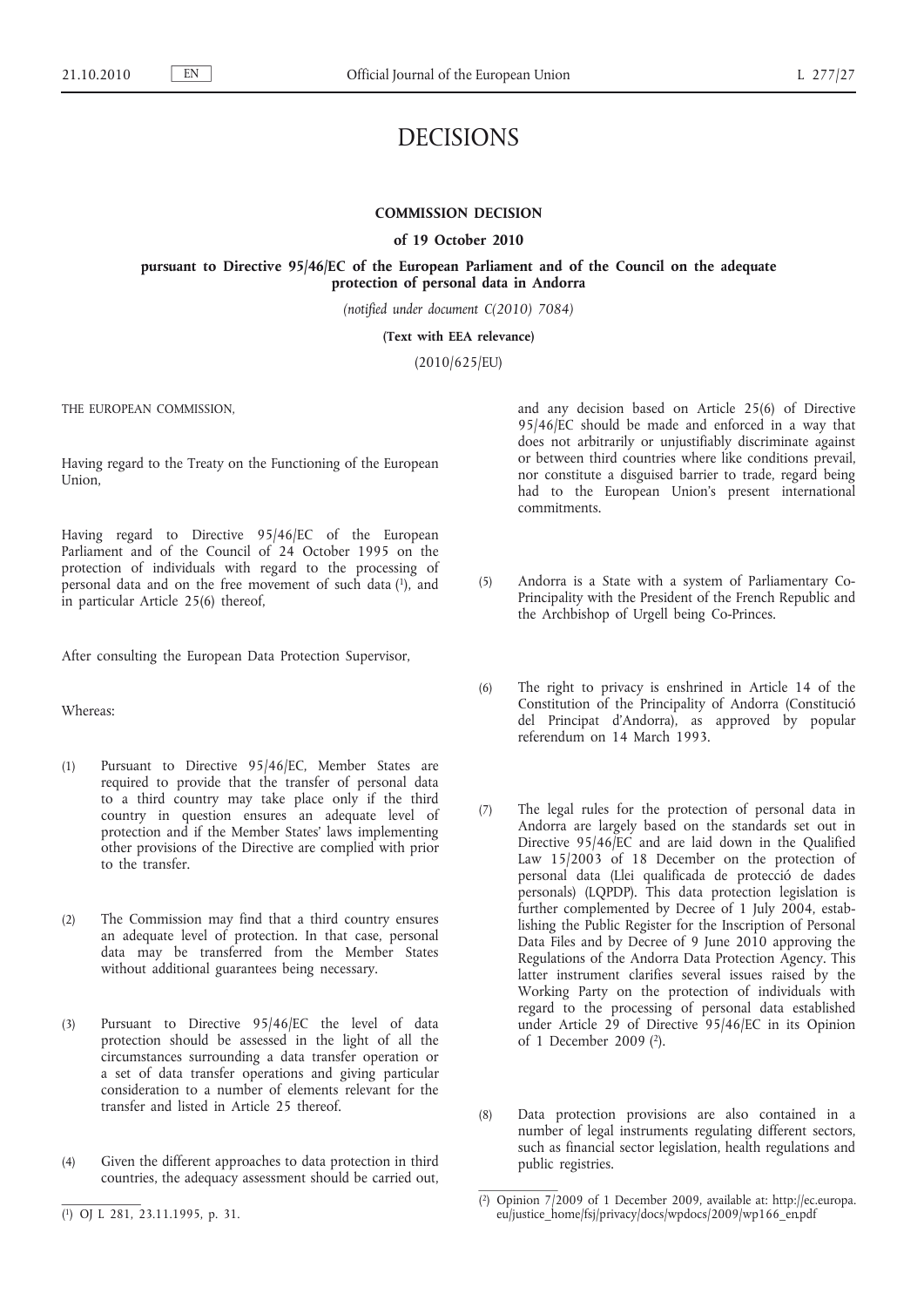# DECISIONS

## COMMISSION DECISION

### of 19 October 2010

### pursuant to Directive 95/46/EC of the European Parliament and of the Council on the adequate protection of personal data in Andorra

*(notified under document C(2010) 7084)*

**(Text with EEA relevance)**

(2010/625/EU)

THE EUROPEAN COMMISSION,

Having regard to the Treaty on the Functioning of the European Union,

Having regard to Directive 95/46/EC of the European Parliament and of the Council of 24 October 1995 on the protection of individuals with regard to the processing of personal data and on the free movement of such data [1], and in particular Article 25(6) thereof,

After consulting the European Data Protection Supervisor,

Whereas:

(1) Pursuant to Directive 95/46/EC, Member States are required to provide that the transfer of personal data to a third country may take place only if the third country in question ensures an adequate level of protection and if the Member States' laws implementing other provisions of the Directive are complied with prior to the transfer.

(2) The Commission may find that a third country ensures an adequate level of protection. In that case, personal data may be transferred from the Member States without additional guarantees being necessary.

(3) Pursuant to Directive 95/46/EC the level of data protection should be assessed in the light of all the circumstances surrounding a data transfer operation or a set of data transfer operations and giving particular consideration to a number of elements relevant for the transfer and listed in Article 25 thereof.

(4) Given the different approaches to data protection in third countries, the adequacy assessment should be carried out, and any decision based on Article 25(6) of Directive 95/46/EC should be made and enforced in a way that does not arbitrarily or unjustifiably discriminate against or between third countries where like conditions prevail, nor constitute a disguised barrier to trade, regard being had to the European Union's present international commitments.

(5) Andorra is a State with a system of Parliamentary Co-Principality with the President of the French Republic and the Archbishop of Urgell being Co-Princes.

(6) The right to privacy is enshrined in Article 14 of the Constitution of the Principality of Andorra (Constitució del Principat d'Andorra), as approved by popular referendum on 14 March 1993.

(7) The legal rules for the protection of personal data in Andorra are largely based on the standards set out in Directive 95/46/EC and are laid down in the Qualified Law 15/2003 of 18 December on the protection of personal data (Llei qualificada de protecció de dades personals) (LQPDP). This data protection legislation is further complemented by Decree of 1 July 2004, establishing the Public Register for the Inscription of Personal Data Files and by Decree of 9 June 2010 approving the Regulations of the Andorra Data Protection Agency. This latter instrument clarifies several issues raised by the Working Party on the protection of individuals with regard to the processing of personal data established under Article 29 of Directive 95/46/EC in its Opinion of 1 December 2009 [2].

(8) Data protection provisions are also contained in a number of legal instruments regulating different sectors, such as financial sector legislation, health regulations and public registries.

[1] OJ L 281, 23.11.1995, p. 31.

[2] Opinion 7/2009 of 1 December 2009, available at: http://ec.europa.eu/justice_home/fsj/privacy/docs/wpdocs/2009/wp166_en.pdf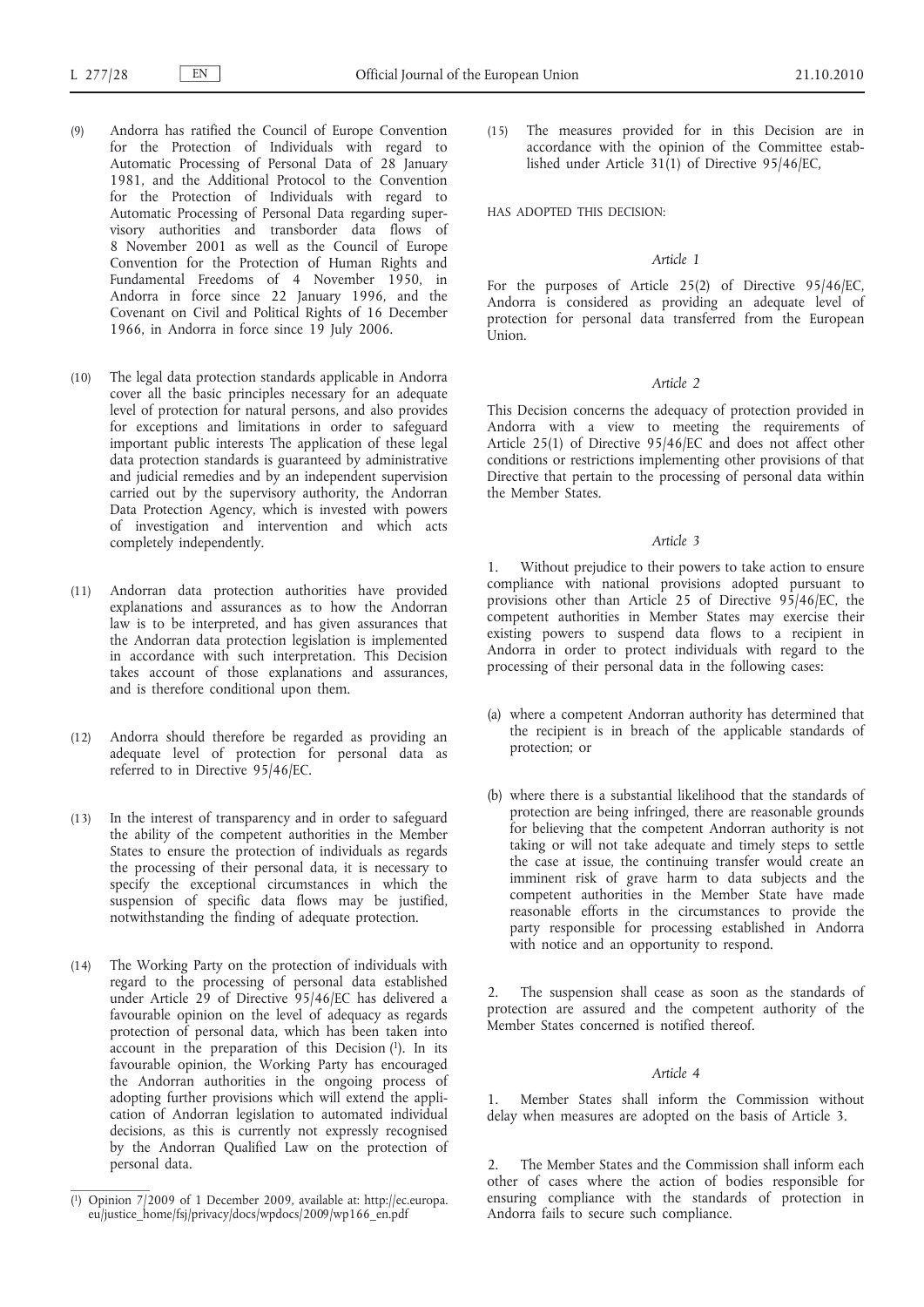(9) Andorra has ratified the Council of Europe Convention for the Protection of Individuals with regard to Automatic Processing of Personal Data of 28 January 1981, and the Additional Protocol to the Convention for the Protection of Individuals with regard to Automatic Processing of Personal Data regarding supervisory authorities and transborder data flows of 8 November 2001 as well as the Council of Europe Convention for the Protection of Human Rights and Fundamental Freedoms of 4 November 1950, in Andorra in force since 22 January 1996, and the Covenant on Civil and Political Rights of 16 December 1966, in Andorra in force since 19 July 2006.

(10) The legal data protection standards applicable in Andorra cover all the basic principles necessary for an adequate level of protection for natural persons, and also provides for exceptions and limitations in order to safeguard important public interests The application of these legal data protection standards is guaranteed by administrative and judicial remedies and by an independent supervision carried out by the supervisory authority, the Andorran Data Protection Agency, which is invested with powers of investigation and intervention and which acts completely independently.

(11) Andorran data protection authorities have provided explanations and assurances as to how the Andorran law is to be interpreted, and has given assurances that the Andorran data protection legislation is implemented in accordance with such interpretation. This Decision takes account of those explanations and assurances, and is therefore conditional upon them.

(12) Andorra should therefore be regarded as providing an adequate level of protection for personal data as referred to in Directive 95/46/EC.

(13) In the interest of transparency and in order to safeguard the ability of the competent authorities in the Member States to ensure the protection of individuals as regards the processing of their personal data, it is necessary to specify the exceptional circumstances in which the suspension of specific data flows may be justified, notwithstanding the finding of adequate protection.

(14) The Working Party on the protection of individuals with regard to the processing of personal data established under Article 29 of Directive 95/46/EC has delivered a favourable opinion on the level of adequacy as regards protection of personal data, which has been taken into account in the preparation of this Decision [1]. In its favourable opinion, the Working Party has encouraged the Andorran authorities in the ongoing process of adopting further provisions which will extend the application of Andorran legislation to automated individual decisions, as this is currently not expressly recognised by the Andorran Qualified Law on the protection of personal data.

(15) The measures provided for in this Decision are in accordance with the opinion of the Committee established under Article 31(1) of Directive 95/46/EC,

HAS ADOPTED THIS DECISION:

*Article 1*

For the purposes of Article 25(2) of Directive 95/46/EC, Andorra is considered as providing an adequate level of protection for personal data transferred from the European Union.

*Article 2*

This Decision concerns the adequacy of protection provided in Andorra with a view to meeting the requirements of Article 25(1) of Directive 95/46/EC and does not affect other conditions or restrictions implementing other provisions of that Directive that pertain to the processing of personal data within the Member States.

*Article 3*

1. Without prejudice to their powers to take action to ensure compliance with national provisions adopted pursuant to provisions other than Article 25 of Directive 95/46/EC, the competent authorities in Member States may exercise their existing powers to suspend data flows to a recipient in Andorra in order to protect individuals with regard to the processing of their personal data in the following cases:

(a) where a competent Andorran authority has determined that the recipient is in breach of the applicable standards of protection; or

(b) where there is a substantial likelihood that the standards of protection are being infringed, there are reasonable grounds for believing that the competent Andorran authority is not taking or will not take adequate and timely steps to settle the case at issue, the continuing transfer would create an imminent risk of grave harm to data subjects and the competent authorities in the Member State have made reasonable efforts in the circumstances to provide the party responsible for processing established in Andorra with notice and an opportunity to respond.

2. The suspension shall cease as soon as the standards of protection are assured and the competent authority of the Member States concerned is notified thereof.

*Article 4*

1. Member States shall inform the Commission without delay when measures are adopted on the basis of Article 3.

2. The Member States and the Commission shall inform each other of cases where the action of bodies responsible for ensuring compliance with the standards of protection in Andorra fails to secure such compliance.

---

[1] Opinion 7/2009 of 1 December 2009, available at: http://ec.europa.eu/justice_home/fsj/privacy/docs/wpdocs/2009/wp166_en.pdf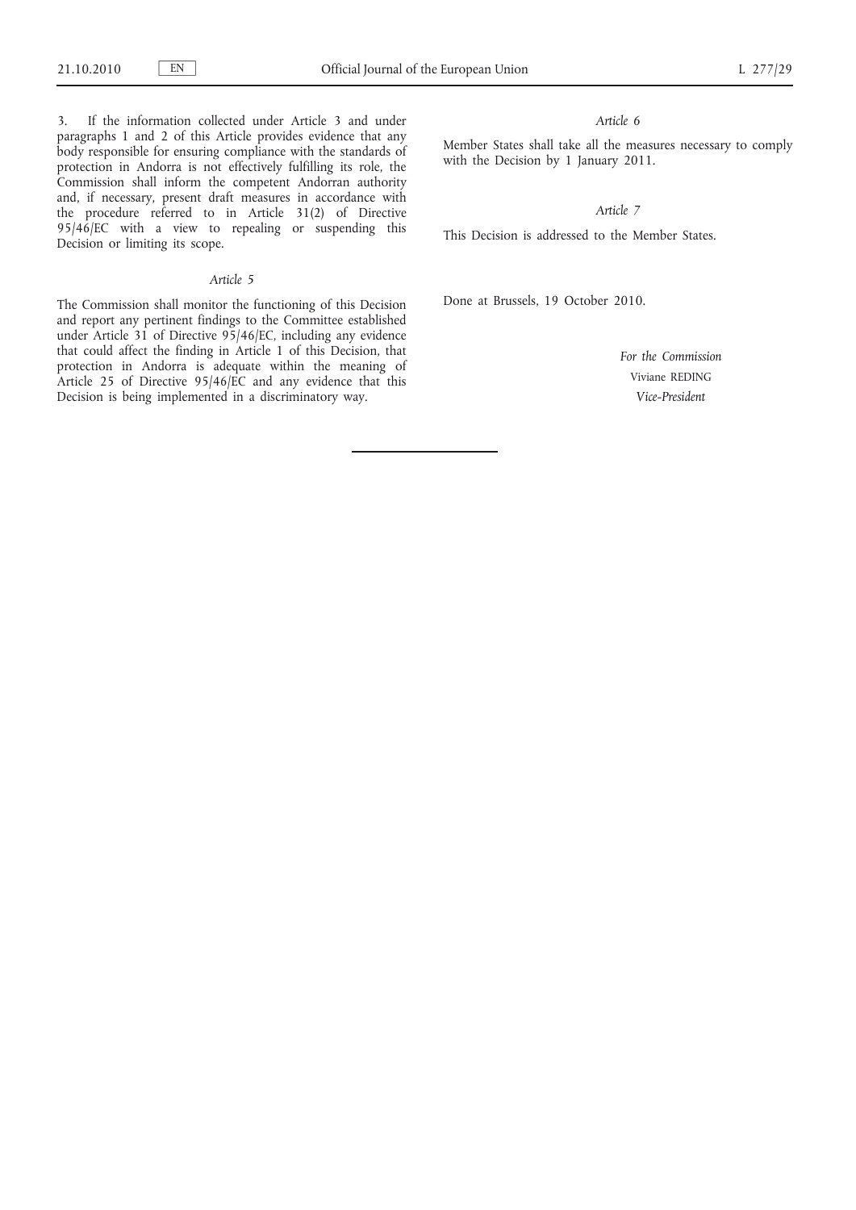3. If the information collected under Article 3 and under paragraphs 1 and 2 of this Article provides evidence that any body responsible for ensuring compliance with the standards of protection in Andorra is not effectively fulfilling its role, the Commission shall inform the competent Andorran authority and, if necessary, present draft measures in accordance with the procedure referred to in Article 31(2) of Directive 95/46/EC with a view to repealing or suspending this Decision or limiting its scope.

*Article 5*

The Commission shall monitor the functioning of this Decision and report any pertinent findings to the Committee established under Article 31 of Directive 95/46/EC, including any evidence that could affect the finding in Article 1 of this Decision, that protection in Andorra is adequate within the meaning of Article 25 of Directive 95/46/EC and any evidence that this Decision is being implemented in a discriminatory way.

*Article 6*

Member States shall take all the measures necessary to comply with the Decision by 1 January 2011.

*Article 7*

This Decision is addressed to the Member States.

Done at Brussels, 19 October 2010.

*For the Commission*

Viviane REDING

*Vice-President*